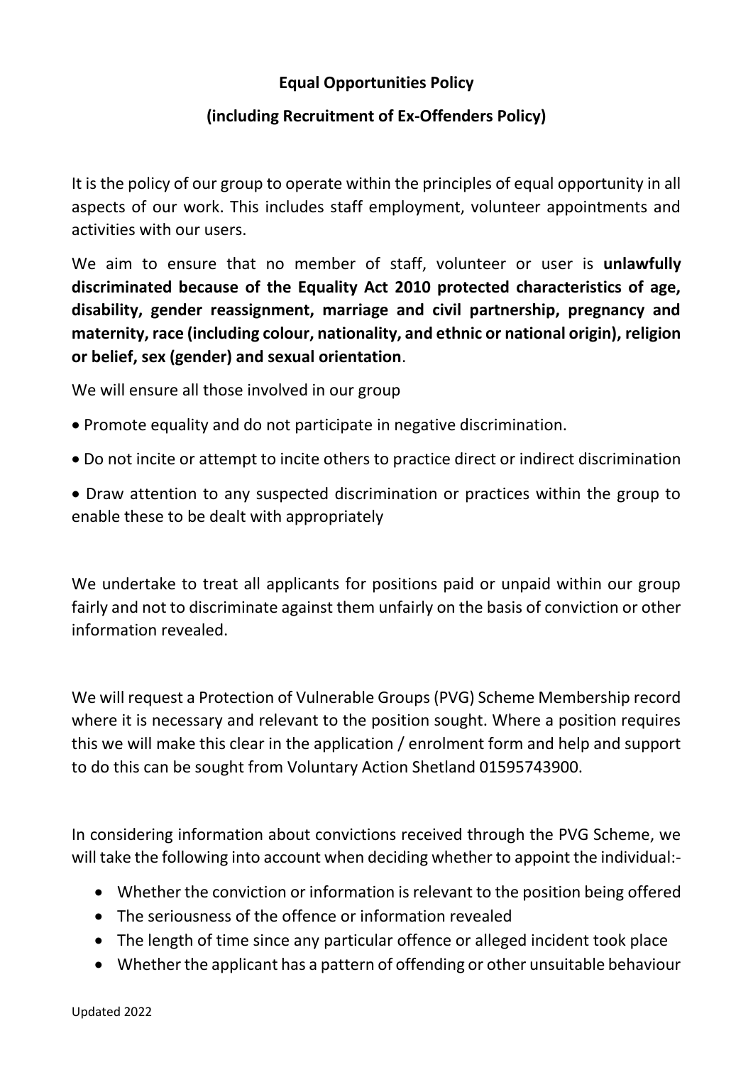# Equal Opportunities Policy

## (including Recruitment of Ex-Offenders Policy)

It is the policy of our group to operate within the principles of equal opportunity in all aspects of our work. This includes staff employment, volunteer appointments and activities with our users.

We aim to ensure that no member of staff, volunteer or user is **unlawfully discriminated because of the Equality Act 2010 protected characteristics of age, disability, gender reassignment, marriage and civil partnership, pregnancy and maternity, race (including colour, nationality, and ethnic or national origin), religion or belief, sex (gender) and sexual orientation**.

We will ensure all those involved in our group

- Promote equality and do not participate in negative discrimination.
- Do not incite or attempt to incite others to practice direct or indirect discrimination
- Draw attention to any suspected discrimination or practices within the group to enable these to be dealt with appropriately

We undertake to treat all applicants for positions paid or unpaid within our group fairly and not to discriminate against them unfairly on the basis of conviction or other information revealed.

We will request a Protection of Vulnerable Groups (PVG) Scheme Membership record where it is necessary and relevant to the position sought. Where a position requires this we will make this clear in the application / enrolment form and help and support to do this can be sought from Voluntary Action Shetland 01595743900.

In considering information about convictions received through the PVG Scheme, we will take the following into account when deciding whether to appoint the individual:-

- Whether the conviction or information is relevant to the position being offered
- The seriousness of the offence or information revealed
- The length of time since any particular offence or alleged incident took place
- Whether the applicant has a pattern of offending or other unsuitable behaviour

Updated 2022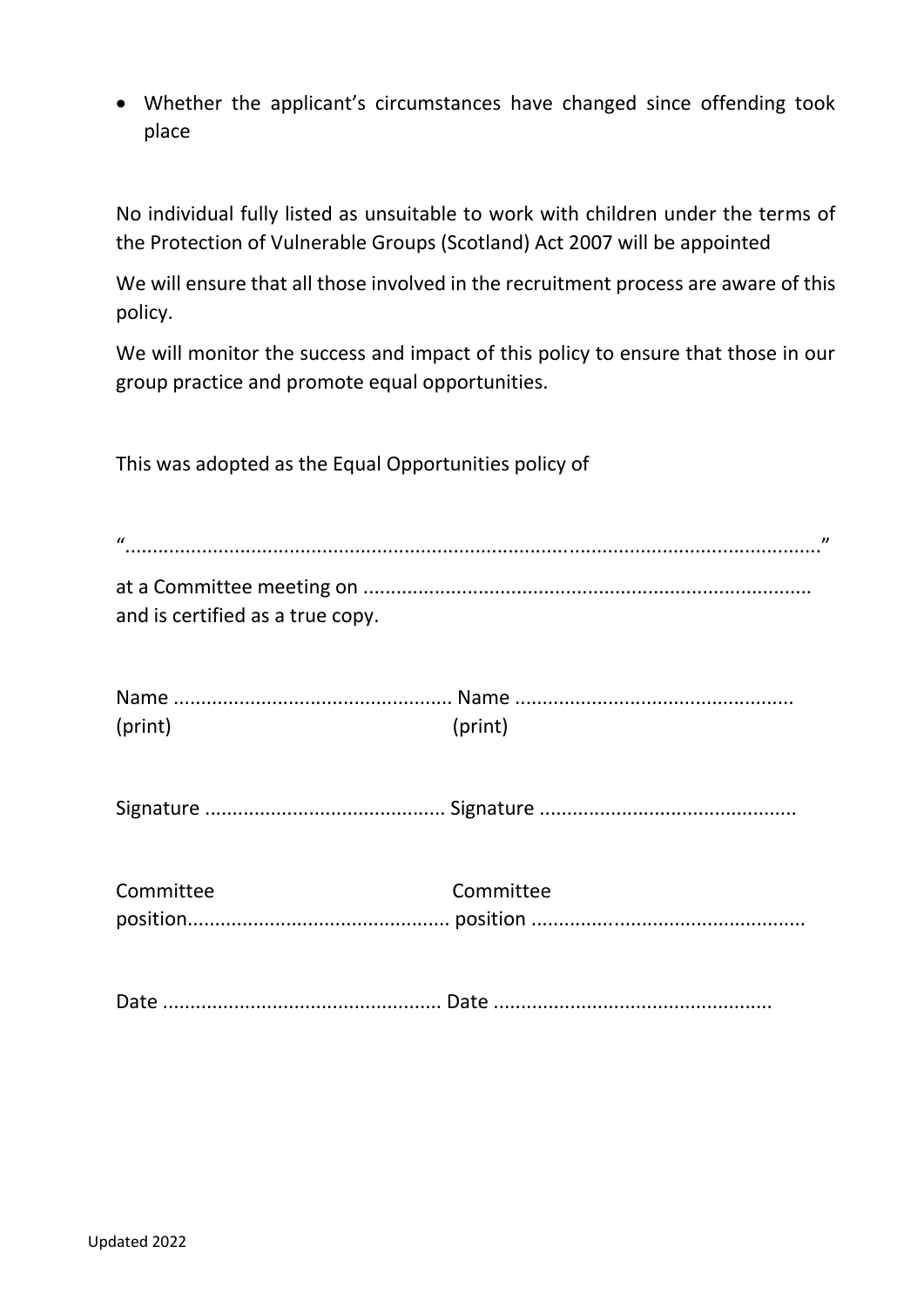- Whether the applicant's circumstances have changed since offending took place

No individual fully listed as unsuitable to work with children under the terms of the Protection of Vulnerable Groups (Scotland) Act 2007 will be appointed

We will ensure that all those involved in the recruitment process are aware of this policy.

We will monitor the success and impact of this policy to ensure that those in our group practice and promote equal opportunities.

This was adopted as the Equal Opportunities policy of

"..........................................................................................................................."

at a Committee meeting on .................................................................................
and is certified as a true copy.

Name .................................................. Name ..................................................
(print) (print)

Signature ........................................... Signature ..............................................

Committee position................................................ Committee position .................................................

Date .................................................. Date ..................................................

Updated 2022